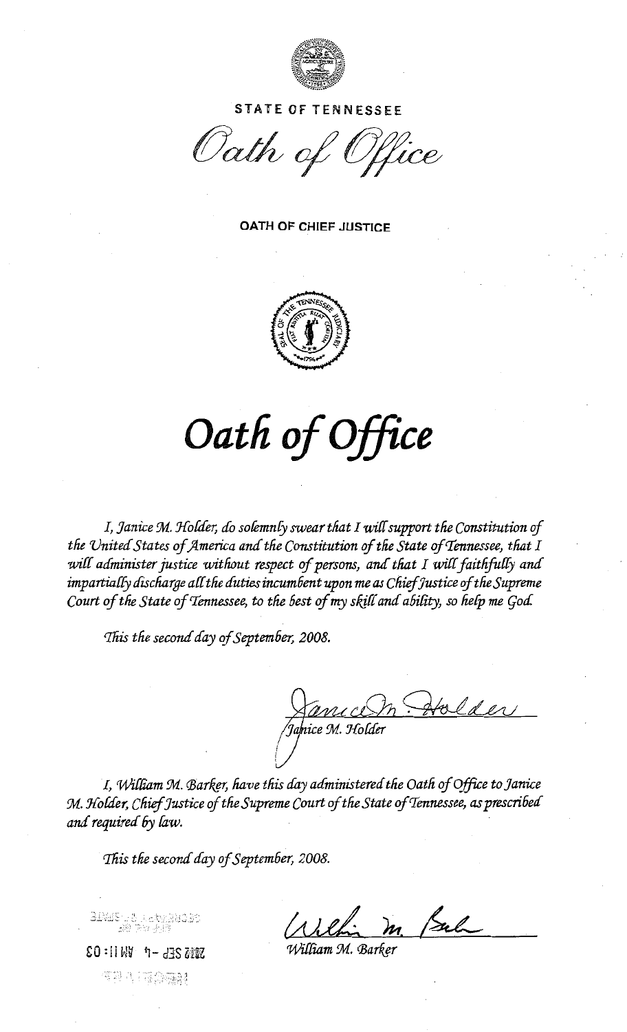STATE OF TENNESSEE

*Oath of Office*

**OATH OF CHIEF JUSTICE**

# *Oath of Office*

*I, Janice M. Holder, do solemnly swear that I will support the Constitution of the United States of America and the Constitution of the State of Tennessee, that I will administer justice without respect of persons, and that I will faithfully and impartially discharge all the duties incumbent upon me as Chief Justice of the Supreme Court of the State of Tennessee, to the best of my skill and ability, so help me God.*

*This the second day of September, 2008.*

*Janice M. Holder*

*I, William M. Barker, have this day administered the Oath of Office to Janice M. Holder, Chief Justice of the Supreme Court of the State of Tennessee, as prescribed and required by law.*

*This the second day of September, 2008.*

*William M. Barker*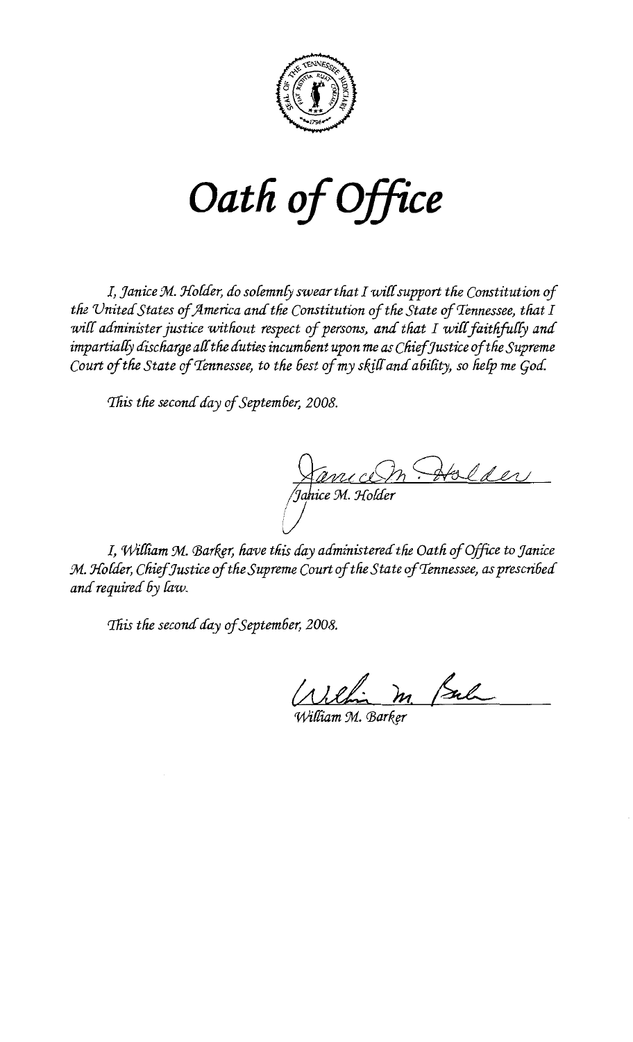# *Oath of Office*

*I, Janice M. Holder, do solemnly swear that I will support the Constitution of the United States of America and the Constitution of the State of Tennessee, that I will administer justice without respect of persons, and that I will faithfully and impartially discharge all the duties incumbent upon me as Chief Justice of the Supreme Court of the State of Tennessee, to the best of my skill and ability, so help me God.*

*This the second day of September, 2008.*

*Janice M. Holder*

*I, William M. Barker, have this day administered the Oath of Office to Janice M. Holder, Chief Justice of the Supreme Court of the State of Tennessee, as prescribed and required by law.*

*This the second day of September, 2008.*

*William M. Barker*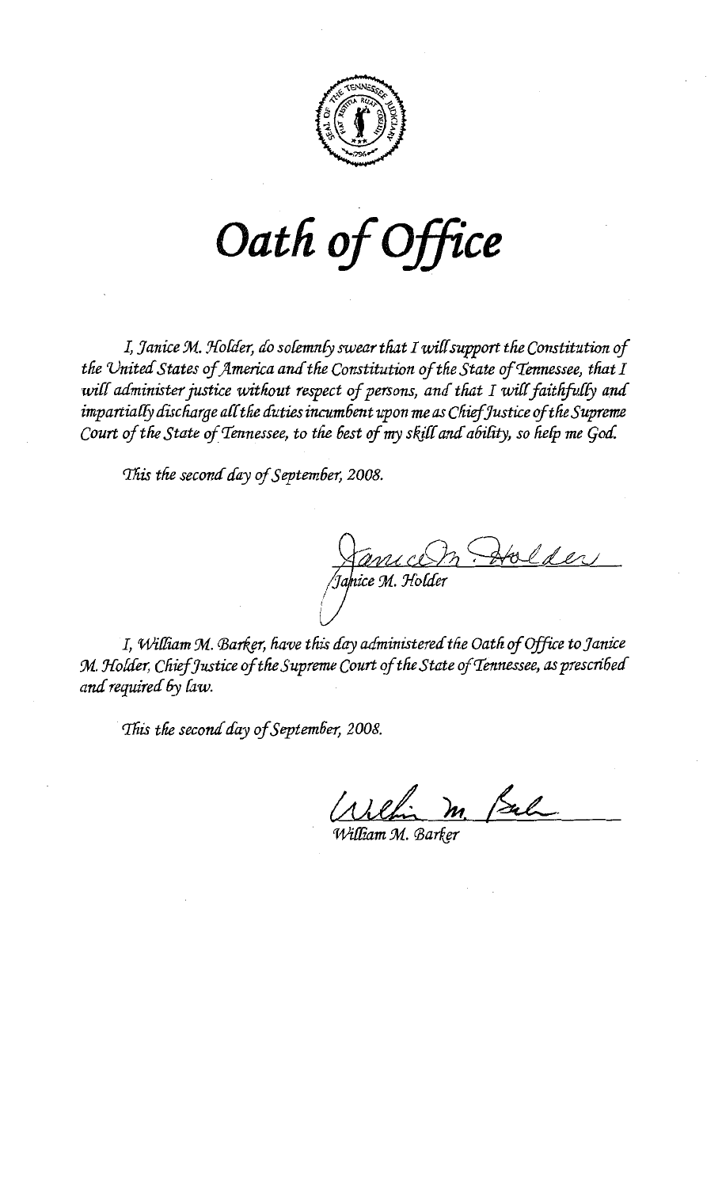# *Oath of Office*

*I, Janice M. Holder, do solemnly swear that I will support the Constitution of the United States of America and the Constitution of the State of Tennessee, that I will administer justice without respect of persons, and that I will faithfully and impartially discharge all the duties incumbent upon me as Chief Justice of the Supreme Court of the State of Tennessee, to the best of my skill and ability, so help me God.*

*This the second day of September, 2008.*

*Janice M. Holder*

*I, William M. Barker, have this day administered the Oath of Office to Janice M. Holder, Chief Justice of the Supreme Court of the State of Tennessee, as prescribed and required by law.*

*This the second day of September, 2008.*

*William M. Barker*